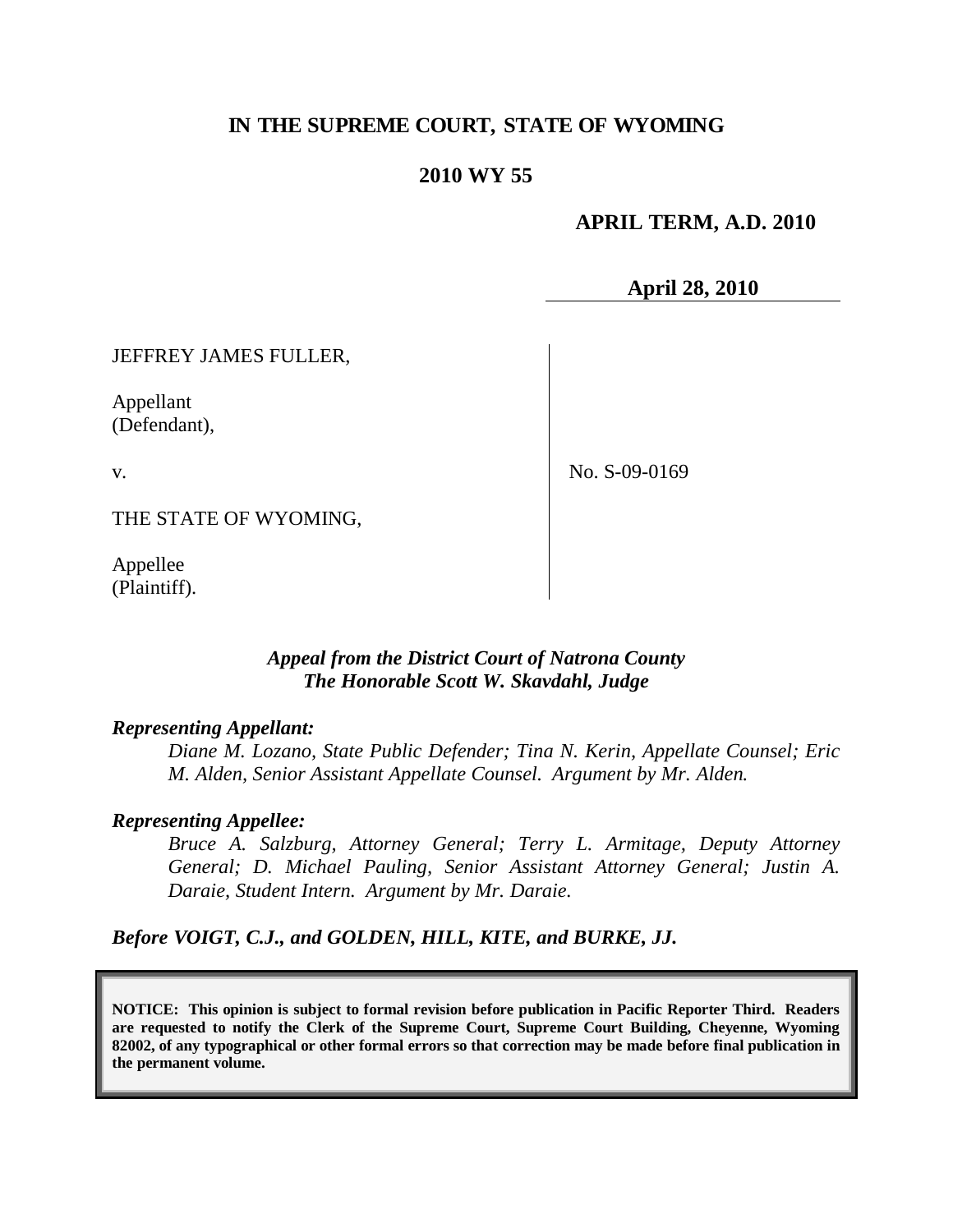# IN THE SUPREME COURT, STATE OF WYOMING

## 2010 WY 55

**APRIL TERM, A.D. 2010**

**April 28, 2010**

JEFFREY JAMES FULLER,

Appellant
(Defendant),

v.

THE STATE OF WYOMING,

Appellee
(Plaintiff).

No. S-09-0169

***Appeal from the District Court of Natrona County***
***The Honorable Scott W. Skavdahl, Judge***

***Representing Appellant:***

*Diane M. Lozano, State Public Defender; Tina N. Kerin, Appellate Counsel; Eric M. Alden, Senior Assistant Appellate Counsel. Argument by Mr. Alden.*

***Representing Appellee:***

*Bruce A. Salzburg, Attorney General; Terry L. Armitage, Deputy Attorney General; D. Michael Pauling, Senior Assistant Attorney General; Justin A. Daraie, Student Intern. Argument by Mr. Daraie.*

***Before VOIGT, C.J., and GOLDEN, HILL, KITE, and BURKE, JJ.***

**NOTICE: This opinion is subject to formal revision before publication in Pacific Reporter Third. Readers are requested to notify the Clerk of the Supreme Court, Supreme Court Building, Cheyenne, Wyoming 82002, of any typographical or other formal errors so that correction may be made before final publication in the permanent volume.**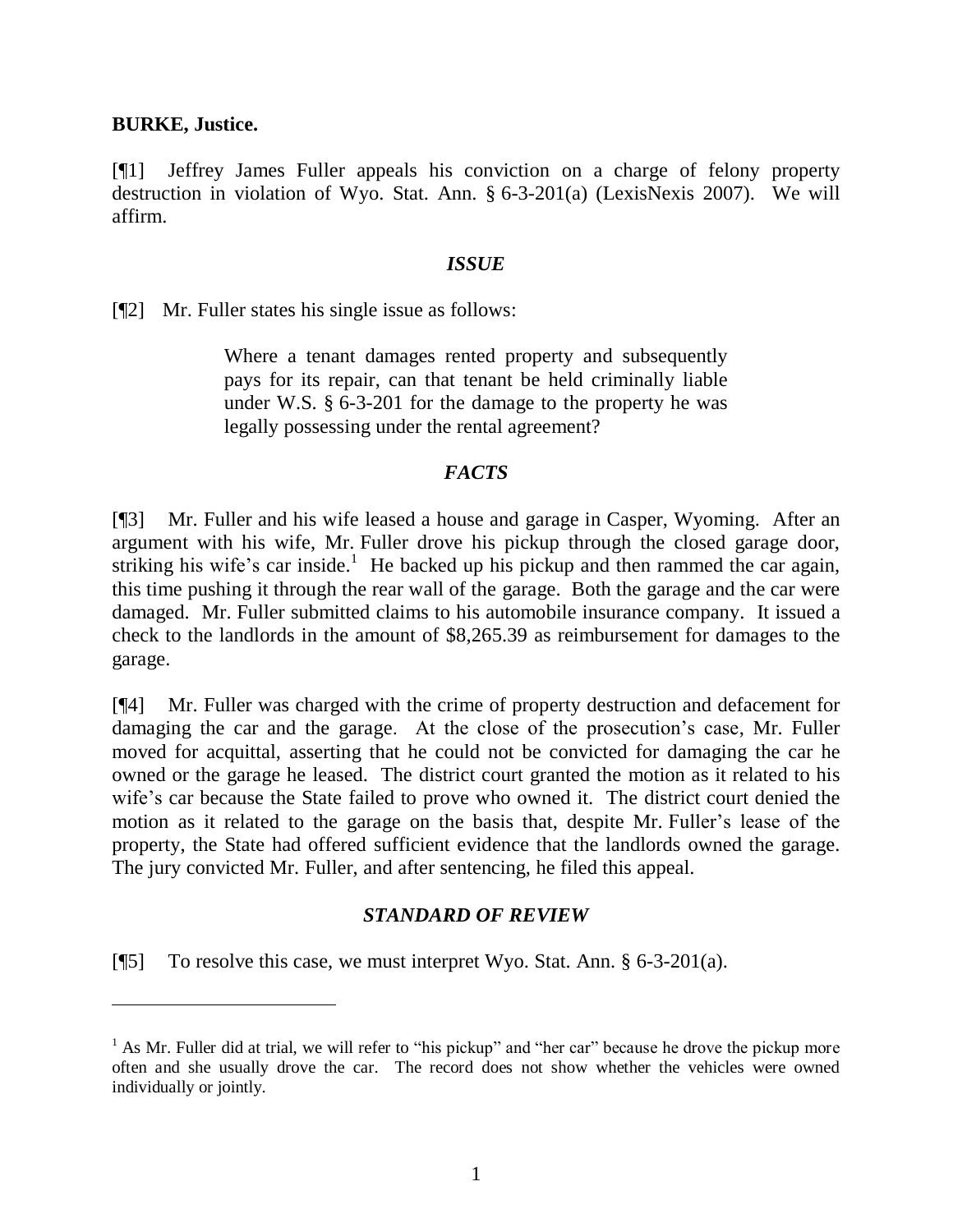**BURKE, Justice.**

[¶1] Jeffrey James Fuller appeals his conviction on a charge of felony property destruction in violation of Wyo. Stat. Ann. § 6-3-201(a) (LexisNexis 2007). We will affirm.

### *ISSUE*

[¶2] Mr. Fuller states his single issue as follows:

> Where a tenant damages rented property and subsequently pays for its repair, can that tenant be held criminally liable under W.S. § 6-3-201 for the damage to the property he was legally possessing under the rental agreement?

### *FACTS*

[¶3] Mr. Fuller and his wife leased a house and garage in Casper, Wyoming. After an argument with his wife, Mr. Fuller drove his pickup through the closed garage door, striking his wife's car inside.[1] He backed up his pickup and then rammed the car again, this time pushing it through the rear wall of the garage. Both the garage and the car were damaged. Mr. Fuller submitted claims to his automobile insurance company. It issued a check to the landlords in the amount of $8,265.39 as reimbursement for damages to the garage.

[¶4] Mr. Fuller was charged with the crime of property destruction and defacement for damaging the car and the garage. At the close of the prosecution's case, Mr. Fuller moved for acquittal, asserting that he could not be convicted for damaging the car he owned or the garage he leased. The district court granted the motion as it related to his wife's car because the State failed to prove who owned it. The district court denied the motion as it related to the garage on the basis that, despite Mr. Fuller's lease of the property, the State had offered sufficient evidence that the landlords owned the garage. The jury convicted Mr. Fuller, and after sentencing, he filed this appeal.

### *STANDARD OF REVIEW*

[¶5] To resolve this case, we must interpret Wyo. Stat. Ann. § 6-3-201(a).

---

[1] As Mr. Fuller did at trial, we will refer to "his pickup" and "her car" because he drove the pickup more often and she usually drove the car. The record does not show whether the vehicles were owned individually or jointly.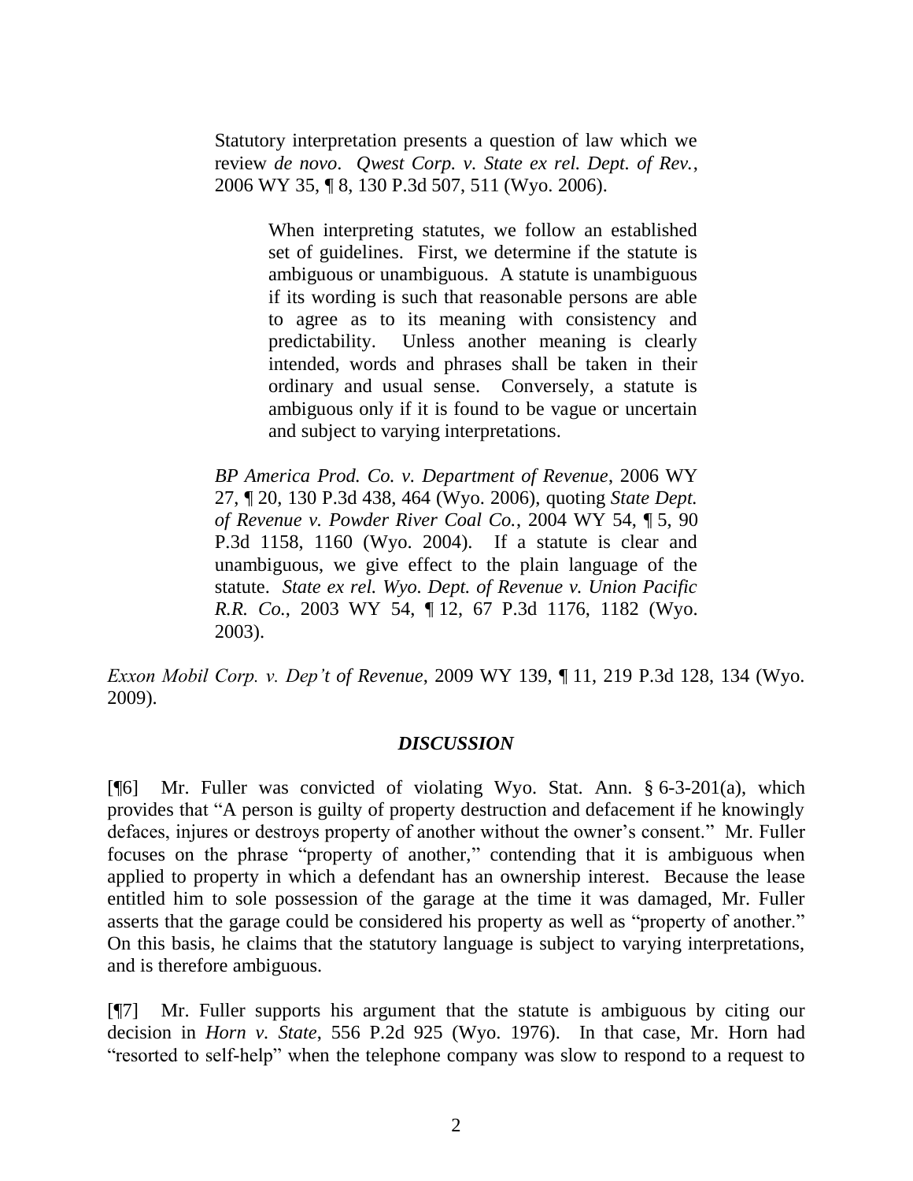> Statutory interpretation presents a question of law which we review *de novo*. *Qwest Corp. v. State ex rel. Dept. of Rev.*, 2006 WY 35, ¶ 8, 130 P.3d 507, 511 (Wyo. 2006).
>
> > When interpreting statutes, we follow an established set of guidelines. First, we determine if the statute is ambiguous or unambiguous. A statute is unambiguous if its wording is such that reasonable persons are able to agree as to its meaning with consistency and predictability. Unless another meaning is clearly intended, words and phrases shall be taken in their ordinary and usual sense. Conversely, a statute is ambiguous only if it is found to be vague or uncertain and subject to varying interpretations.
>
> *BP America Prod. Co. v. Department of Revenue*, 2006 WY 27, ¶ 20, 130 P.3d 438, 464 (Wyo. 2006), quoting *State Dept. of Revenue v. Powder River Coal Co.*, 2004 WY 54, ¶ 5, 90 P.3d 1158, 1160 (Wyo. 2004). If a statute is clear and unambiguous, we give effect to the plain language of the statute. *State ex rel. Wyo. Dept. of Revenue v. Union Pacific R.R. Co.*, 2003 WY 54, ¶ 12, 67 P.3d 1176, 1182 (Wyo. 2003).

*Exxon Mobil Corp. v. Dep't of Revenue*, 2009 WY 139, ¶ 11, 219 P.3d 128, 134 (Wyo. 2009).

## *DISCUSSION*

[¶6] Mr. Fuller was convicted of violating Wyo. Stat. Ann. § 6-3-201(a), which provides that "A person is guilty of property destruction and defacement if he knowingly defaces, injures or destroys property of another without the owner's consent." Mr. Fuller focuses on the phrase "property of another," contending that it is ambiguous when applied to property in which a defendant has an ownership interest. Because the lease entitled him to sole possession of the garage at the time it was damaged, Mr. Fuller asserts that the garage could be considered his property as well as "property of another." On this basis, he claims that the statutory language is subject to varying interpretations, and is therefore ambiguous.

[¶7] Mr. Fuller supports his argument that the statute is ambiguous by citing our decision in *Horn v. State*, 556 P.2d 925 (Wyo. 1976). In that case, Mr. Horn had "resorted to self-help" when the telephone company was slow to respond to a request to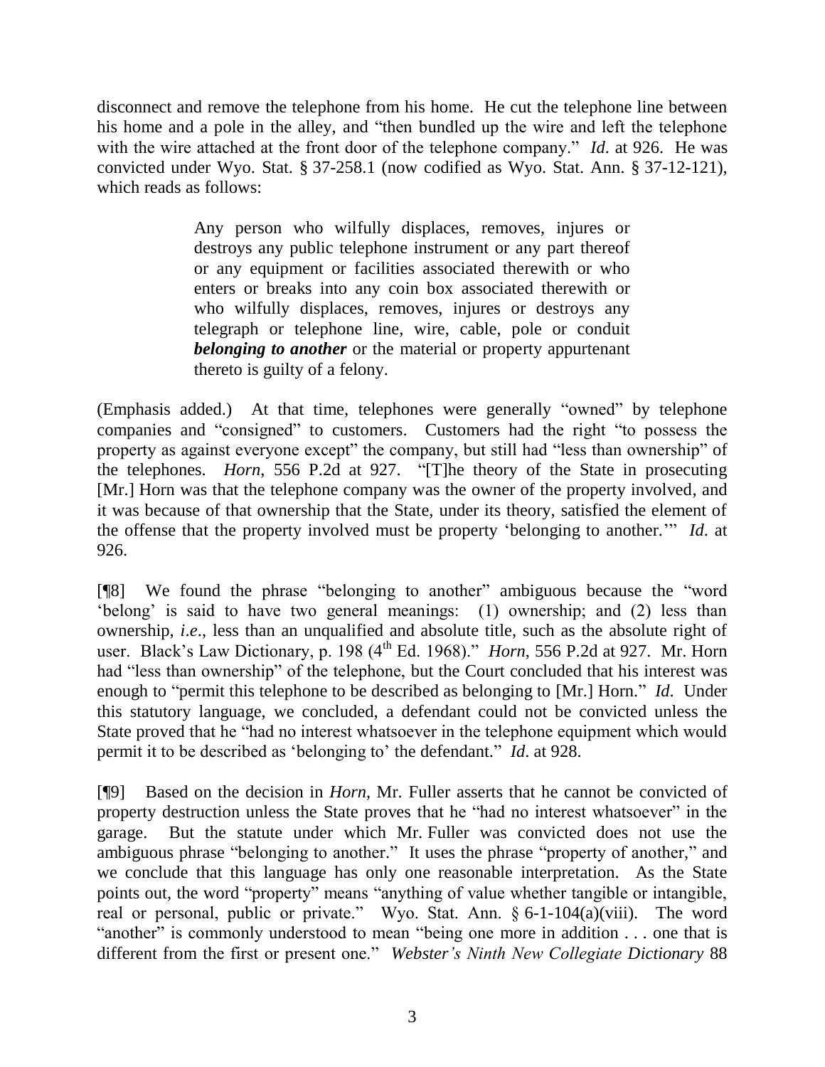disconnect and remove the telephone from his home. He cut the telephone line between his home and a pole in the alley, and "then bundled up the wire and left the telephone with the wire attached at the front door of the telephone company." *Id*. at 926. He was convicted under Wyo. Stat. § 37-258.1 (now codified as Wyo. Stat. Ann. § 37-12-121), which reads as follows:

> Any person who wilfully displaces, removes, injures or destroys any public telephone instrument or any part thereof or any equipment or facilities associated therewith or who enters or breaks into any coin box associated therewith or who wilfully displaces, removes, injures or destroys any telegraph or telephone line, wire, cable, pole or conduit ***belonging to another*** or the material or property appurtenant thereto is guilty of a felony.

(Emphasis added.) At that time, telephones were generally "owned" by telephone companies and "consigned" to customers. Customers had the right "to possess the property as against everyone except" the company, but still had "less than ownership" of the telephones. *Horn*, 556 P.2d at 927. "[T]he theory of the State in prosecuting [Mr.] Horn was that the telephone company was the owner of the property involved, and it was because of that ownership that the State, under its theory, satisfied the element of the offense that the property involved must be property 'belonging to another.'" *Id*. at 926.

[¶8] We found the phrase "belonging to another" ambiguous because the "word 'belong' is said to have two general meanings: (1) ownership; and (2) less than ownership, *i.e*., less than an unqualified and absolute title, such as the absolute right of user. Black's Law Dictionary, p. 198 (4th Ed. 1968)." *Horn*, 556 P.2d at 927. Mr. Horn had "less than ownership" of the telephone, but the Court concluded that his interest was enough to "permit this telephone to be described as belonging to [Mr.] Horn." *Id*. Under this statutory language, we concluded, a defendant could not be convicted unless the State proved that he "had no interest whatsoever in the telephone equipment which would permit it to be described as 'belonging to' the defendant." *Id*. at 928.

[¶9] Based on the decision in *Horn*, Mr. Fuller asserts that he cannot be convicted of property destruction unless the State proves that he "had no interest whatsoever" in the garage. But the statute under which Mr. Fuller was convicted does not use the ambiguous phrase "belonging to another." It uses the phrase "property of another," and we conclude that this language has only one reasonable interpretation. As the State points out, the word "property" means "anything of value whether tangible or intangible, real or personal, public or private." Wyo. Stat. Ann. § 6-1-104(a)(viii). The word "another" is commonly understood to mean "being one more in addition . . . one that is different from the first or present one." *Webster's Ninth New Collegiate Dictionary* 88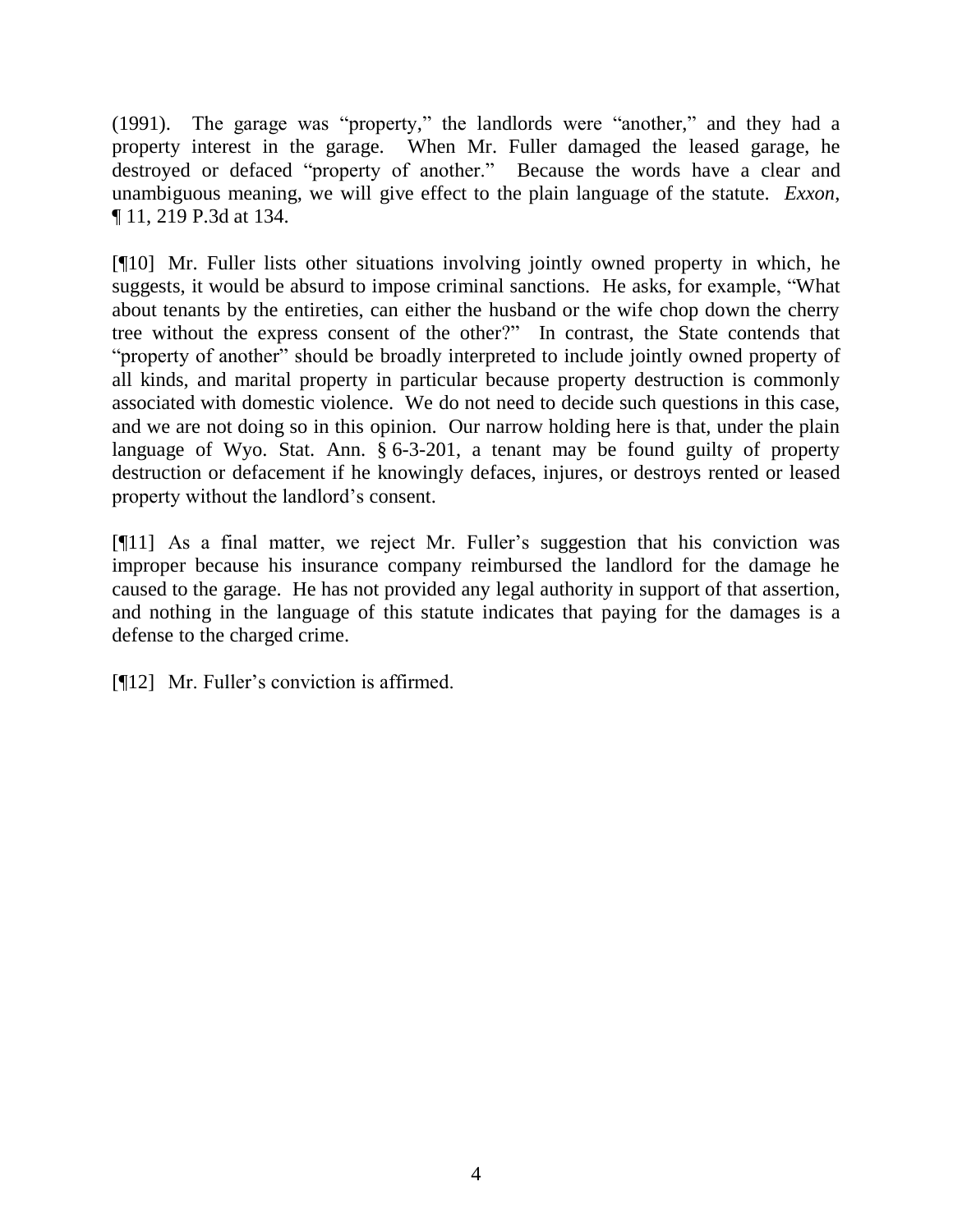(1991). The garage was "property," the landlords were "another," and they had a property interest in the garage. When Mr. Fuller damaged the leased garage, he destroyed or defaced "property of another." Because the words have a clear and unambiguous meaning, we will give effect to the plain language of the statute. *Exxon*, ¶ 11, 219 P.3d at 134.

[¶10] Mr. Fuller lists other situations involving jointly owned property in which, he suggests, it would be absurd to impose criminal sanctions. He asks, for example, "What about tenants by the entireties, can either the husband or the wife chop down the cherry tree without the express consent of the other?" In contrast, the State contends that "property of another" should be broadly interpreted to include jointly owned property of all kinds, and marital property in particular because property destruction is commonly associated with domestic violence. We do not need to decide such questions in this case, and we are not doing so in this opinion. Our narrow holding here is that, under the plain language of Wyo. Stat. Ann. § 6-3-201, a tenant may be found guilty of property destruction or defacement if he knowingly defaces, injures, or destroys rented or leased property without the landlord's consent.

[¶11] As a final matter, we reject Mr. Fuller's suggestion that his conviction was improper because his insurance company reimbursed the landlord for the damage he caused to the garage. He has not provided any legal authority in support of that assertion, and nothing in the language of this statute indicates that paying for the damages is a defense to the charged crime.

[¶12] Mr. Fuller's conviction is affirmed.